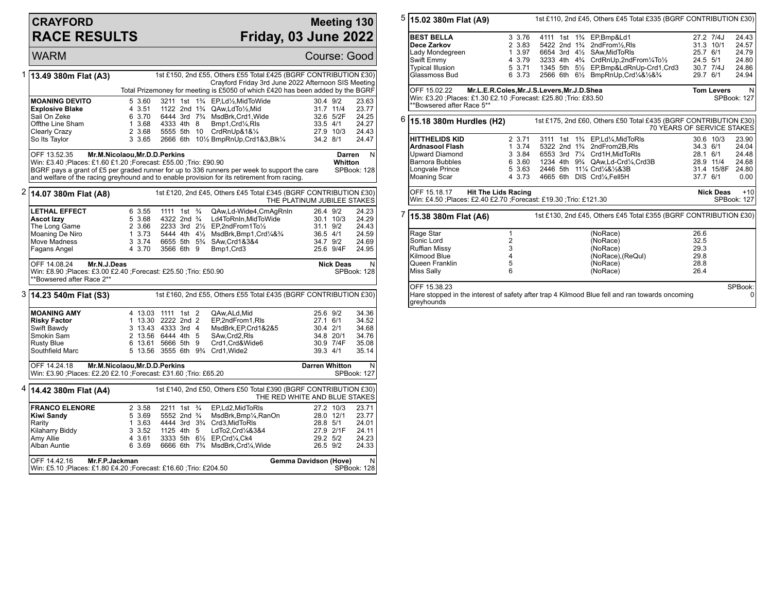# CRAYFORD RACE RESULTS

## Meeting 130 Friday, 03 June 2022

WARM — Course: Good

### 1 — 13.49 380m Flat (A3)

1st £150, 2nd £55, Others £55 Total £425 (BGRF CONTRIBUTION £30)
Crayford Friday 3rd June 2022 Afternoon SIS Meeting
Total Prizemoney for meeting is £5050 of which £420 has been added by the BGRF

| Greyhound | Trap | Split | Sectionals | Pos | Dist | Comment | Wt | SP | Time |
|---|---|---|---|---|---|---|---|---|---|
| **MOANING DEVITO** | 5 | 3.60 | 3211 | 1st | 1¾ | EP,Ld½,MidToWide | 30.4 | 9/2 | 23.63 |
| **Explosive Blake** | 4 | 3.51 | 1122 | 2nd | 1¾ | QAw,LdTo½,Mid | 31.7 | 11/4 | 23.77 |
| Sail On Zeke | 6 | 3.70 | 6444 | 3rd | 7¾ | MsdBrk,Crd1,Wide | 32.6 | 5/2F | 24.25 |
| Offthe Line Sham | 1 | 3.68 | 4333 | 4th | 8 | Bmp1,Crd¼,Rls | 33.5 | 4/1 | 24.27 |
| Clearly Crazy | 2 | 3.68 | 5555 | 5th | 10 | CrdRnUp&1&¼ | 27.9 | 10/3 | 24.43 |
| So Its Taylor | 3 | 3.65 | 2666 | 6th | 10½ | BmpRnUp,Crd1&3,Blk¼ | 34.2 | 8/1 | 24.47 |

OFF 13.52.35 Mr.M.Nicolaou,Mr.D.D.Perkins — Darren Whitton N
Win: £3.40 ;Places: £1.60 £1.20 ;Forecast: £55.00 ;Trio: £90.90 — SPBook: 128
BGRF pays a grant of £5 per graded runner for up to 336 runners per week to support the care and welfare of the racing greyhound and to enable provision for its retirement from racing.

### 2 — 14.07 380m Flat (A8)

1st £120, 2nd £45, Others £45 Total £345 (BGRF CONTRIBUTION £30)
THE PLATINUM JUBILEE STAKES

| Greyhound | Trap | Split | Sectionals | Pos | Dist | Comment | Wt | SP | Time |
|---|---|---|---|---|---|---|---|---|---|
| **LETHAL EFFECT** | 6 | 3.55 | 1111 | 1st | ¾ | QAw,Ld-Wide4,CmAgRnIn | 26.4 | 9/2 | 24.23 |
| **Ascot Izzy** | 5 | 3.68 | 4322 | 2nd | ¾ | Ld4ToRnIn,MidToWide | 30.1 | 10/3 | 24.29 |
| The Long Game | 2 | 3.66 | 2233 | 3rd | 2½ | EP,2ndFrom1To½ | 31.1 | 9/2 | 24.43 |
| Moaning De Niro | 1 | 3.73 | 5444 | 4th | 4½ | MsdBrk,Bmp1,Crd¼&¾ | 36.5 | 4/1 | 24.59 |
| Move Madness | 3 | 3.74 | 6655 | 5th | 5¾ | SAw,Crd1&3&4 | 34.7 | 9/2 | 24.69 |
| Fagans Angel | 4 | 3.70 | 3566 | 6th | 9 | Bmp1,Crd3 | 25.6 | 9/4F | 24.95 |

OFF 14.08.24 Mr.N.J.Deas — Nick Deas N
Win: £8.90 ;Places: £3.00 £2.40 ;Forecast: £25.50 ;Trio: £50.90 — SPBook: 128
**Bowsered after Race 2**

### 3 — 14.23 540m Flat (S3)

1st £160, 2nd £55, Others £55 Total £435 (BGRF CONTRIBUTION £30)

| Greyhound | Trap | Split | Sectionals | Pos | Dist | Comment | Wt | SP | Time |
|---|---|---|---|---|---|---|---|---|---|
| **MOANING AMY** | 4 | 13.03 | 1111 | 1st | 2 | QAw,ALd,Mid | 25.6 | 9/2 | 34.36 |
| **Risky Factor** | 1 | 13.30 | 2222 | 2nd | 2 | EP,2ndFrom1,Rls | 27.1 | 6/1 | 34.52 |
| Swift Bawdy | 3 | 13.43 | 4333 | 3rd | 4 | MsdBrk,EP,Crd1&2&5 | 30.4 | 2/1 | 34.68 |
| Smokin Sam | 2 | 13.56 | 6444 | 4th | 5 | SAw,Crd2,Rls | 34.8 | 20/1 | 34.76 |
| Rusty Blue | 6 | 13.61 | 5666 | 5th | 9 | Crd1,Crd&Wide6 | 30.9 | 7/4F | 35.08 |
| Southfield Marc | 5 | 13.56 | 3555 | 6th | 9¾ | Crd1,Wide2 | 39.3 | 4/1 | 35.14 |

OFF 14.24.18 Mr.M.Nicolaou,Mr.D.D.Perkins — Darren Whitton N
Win: £3.90 ;Places: £2.20 £2.10 ;Forecast: £31.60 ;Trio: £65.20 — SPBook: 127

### 4 — 14.42 380m Flat (A4)

1st £140, 2nd £50, Others £50 Total £390 (BGRF CONTRIBUTION £30)
THE RED WHITE AND BLUE STAKES

| Greyhound | Trap | Split | Sectionals | Pos | Dist | Comment | Wt | SP | Time |
|---|---|---|---|---|---|---|---|---|---|
| **FRANCO ELENORE** | 2 | 3.58 | 2211 | 1st | ¾ | EP,Ld2,MidToRls | 27.2 | 10/3 | 23.71 |
| **Kiwi Sandy** | 5 | 3.69 | 5552 | 2nd | ¾ | MsdBrk,Bmp¼,RanOn | 28.0 | 12/1 | 23.77 |
| Rarity | 1 | 3.63 | 4444 | 3rd | 3¾ | Crd3,MidToRls | 28.8 | 5/1 | 24.01 |
| Kilaharry Biddy | 3 | 3.52 | 1125 | 4th | 5 | LdTo2,Crd¼&3&4 | 27.9 | 2/1F | 24.11 |
| Amy Allie | 4 | 3.61 | 3333 | 5th | 6½ | EP,Crd¼,Ck4 | 29.2 | 5/2 | 24.23 |
| Alban Auntie | 6 | 3.69 | 6666 | 6th | 7¾ | MsdBrk,Crd¼,Wide | 26.5 | 9/2 | 24.33 |

OFF 14.42.16 Mr.F.P.Jackman — Gemma Davidson (Hove) N
Win: £5.10 ;Places: £1.80 £4.20 ;Forecast: £16.60 ;Trio: £204.50 — SPBook: 128

### 5 — 15.02 380m Flat (A9)

1st £110, 2nd £45, Others £45 Total £335 (BGRF CONTRIBUTION £30)

| Greyhound | Trap | Split | Sectionals | Pos | Dist | Comment | Wt | SP | Time |
|---|---|---|---|---|---|---|---|---|---|
| **BEST BELLA** | 3 | 3.76 | 4111 | 1st | 1¾ | EP,Bmp&Ld1 | 27.2 | 7/4J | 24.43 |
| **Dece Zarkov** | 2 | 3.83 | 5422 | 2nd | 1¾ | 2ndFrom½,Rls | 31.3 | 10/1 | 24.57 |
| Lady Mondegreen | 1 | 3.97 | 6654 | 3rd | 4½ | SAw,MidToRls | 25.7 | 6/1 | 24.79 |
| Swift Emmy | 4 | 3.79 | 3233 | 4th | 4¾ | CrdRnUp,2ndFrom¼To½ | 24.5 | 5/1 | 24.80 |
| Typical Illusion | 5 | 3.71 | 1345 | 5th | 5½ | EP,Bmp&LdRnUp-Crd1,Crd3 | 30.7 | 7/4J | 24.86 |
| Glassmoss Bud | 6 | 3.73 | 2566 | 6th | 6½ | BmpRnUp,Crd¼&½&¾ | 29.7 | 6/1 | 24.94 |

OFF 15.02.22 Mr.L.E.R.Coles,Mr.J.S.Levers,Mr.J.D.Shea — Tom Levers N
Win: £3.20 ;Places: £1.30 £2.10 ;Forecast: £25.80 ;Trio: £83.50 — SPBook: 127
**Bowsered after Race 5**

### 6 — 15.18 380m Hurdles (H2)

1st £175, 2nd £60, Others £50 Total £435 (BGRF CONTRIBUTION £30)
70 YEARS OF SERVICE STAKES

| Greyhound | Trap | Split | Sectionals | Pos | Dist | Comment | Wt | SP | Time |
|---|---|---|---|---|---|---|---|---|---|
| **HITTHELIDS KID** | 2 | 3.71 | 3111 | 1st | 1¾ | EP,Ld¼,MidToRls | 30.6 | 10/3 | 23.90 |
| **Ardnasool Flash** | 1 | 3.74 | 5322 | 2nd | 1¾ | 2ndFrom2B,Rls | 34.3 | 6/1 | 24.04 |
| Upward Diamond | 3 | 3.84 | 6553 | 3rd | 7¼ | Crd1H,MidToRls | 28.1 | 6/1 | 24.48 |
| Barnora Bubbles | 6 | 3.60 | 1234 | 4th | 9¾ | QAw,Ld-Crd¼,Crd3B | 28.9 | 11/4 | 24.68 |
| Longvale Prince | 5 | 3.63 | 2446 | 5th | 11¼ | Crd¼&½&3B | 31.4 | 15/8F | 24.80 |
| Moaning Scar | 4 | 3.73 | 4665 | 6th | DIS | Crd¼,Fell5H | 37.7 | 6/1 | 0.00 |

OFF 15.18.17 Hit The Lids Racing — Nick Deas +10
Win: £4.50 ;Places: £2.40 £2.70 ;Forecast: £19.30 ;Trio: £121.30 — SPBook: 127

### 7 — 15.38 380m Flat (A6)

1st £130, 2nd £45, Others £45 Total £355 (BGRF CONTRIBUTION £30)

| Greyhound | Trap | Comment | Wt |
|---|---|---|---|
| Rage Star | 1 | (NoRace) | 26.6 |
| Sonic Lord | 2 | (NoRace) | 32.5 |
| Ruffian Missy | 3 | (NoRace) | 29.3 |
| Kilmood Blue | 4 | (NoRace),(ReQul) | 29.8 |
| Queen Franklin | 5 | (NoRace) | 28.8 |
| Miss Sally | 6 | (NoRace) | 26.4 |

OFF 15.38.23 — SPBook: 0
Hare stopped in the interest of safety after trap 4 Kilmood Blue fell and ran towards oncoming greyhounds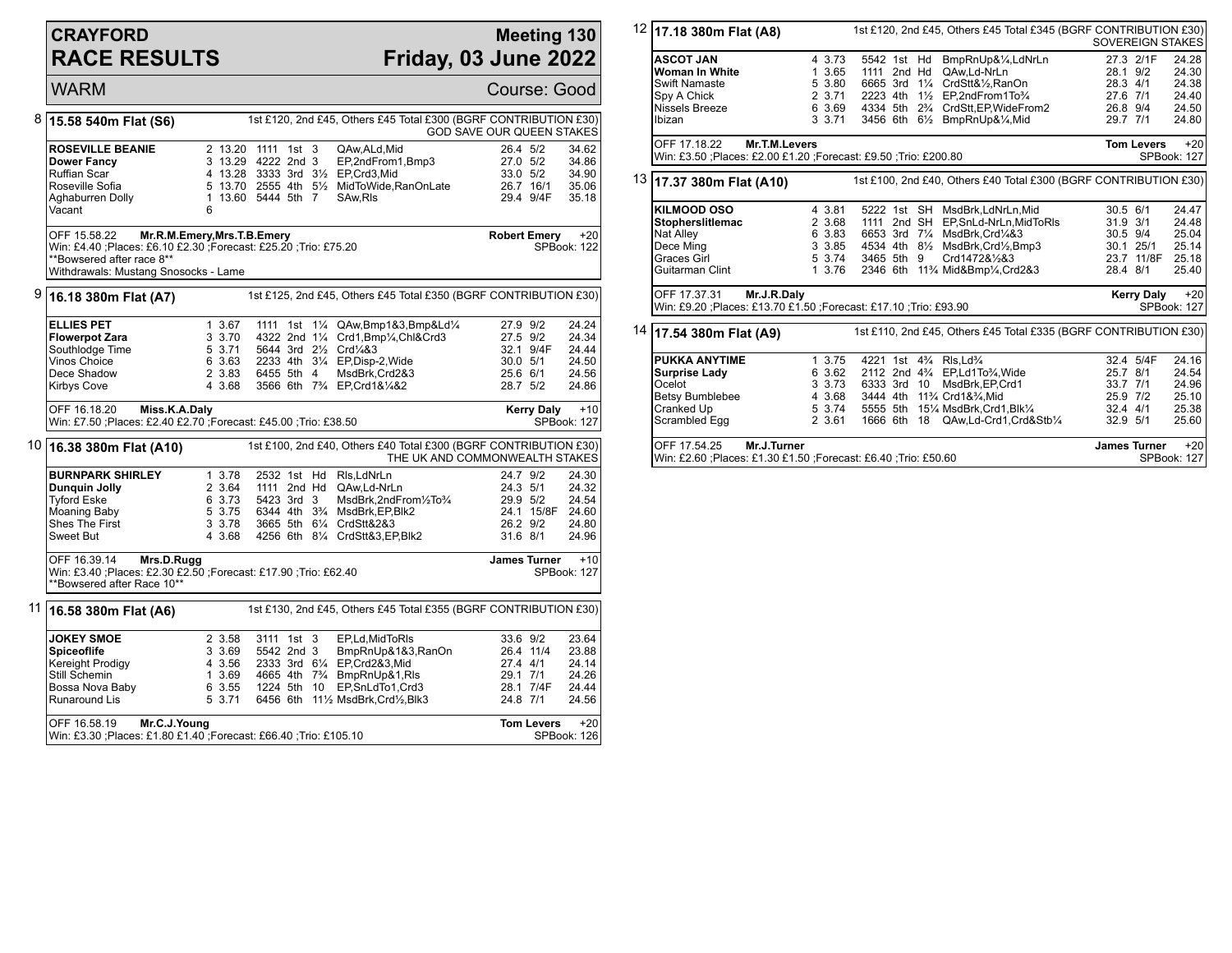# CRAYFORD RACE RESULTS

## Meeting 130 Friday, 03 June 2022

WARM

Course: Good

### 8 15.58 540m Flat (S6)

1st £120, 2nd £45, Others £45 Total £300 (BGRF CONTRIBUTION £30) GOD SAVE OUR QUEEN STAKES

| | | | | | | | | | | |
|---|---|---|---|---|---|---|---|---|---|---|
| **ROSEVILLE BEANIE** | 2 | 13.20 | 1111 | 1st | 3 | QAw,ALd,Mid | 26.4 | 5/2 | | 34.62 |
| **Dower Fancy** | 3 | 13.29 | 4222 | 2nd | 3 | EP,2ndFrom1,Bmp3 | 27.0 | 5/2 | | 34.86 |
| Ruffian Scar | 4 | 13.28 | 3333 | 3rd | 3½ | EP,Crd3,Mid | 33.0 | 5/2 | | 34.90 |
| Roseville Sofia | 5 | 13.70 | 2555 | 4th | 5½ | MidToWide,RanOnLate | 26.7 | 16/1 | | 35.06 |
| Aghaburren Dolly | 1 | 13.60 | 5444 | 5th | 7 | SAw,Rls | 29.4 | 9/4F | | 35.18 |
| Vacant | 6 | | | | | | | | | |

OFF 15.58.22 Mr.R.M.Emery,Mrs.T.B.Emery — Robert Emery +20
Win: £4.40 ;Places: £6.10 £2.30 ;Forecast: £25.20 ;Trio: £75.20 — SPBook: 122
\*\*Bowsered after race 8\*\*
Withdrawals: Mustang Snosocks - Lame

### 9 16.18 380m Flat (A7)

1st £125, 2nd £45, Others £45 Total £350 (BGRF CONTRIBUTION £30)

| | | | | | | | | | |
|---|---|---|---|---|---|---|---|---|---|
| **ELLIES PET** | 1 | 3.67 | 1111 | 1st | 1¼ | QAw,Bmp1&3,Bmp&Ld¼ | 27.9 | 9/2 | 24.24 |
| **Flowerpot Zara** | 3 | 3.70 | 4322 | 2nd | 1¼ | Crd1,Bmp¼,Chl&Crd3 | 27.5 | 9/2 | 24.34 |
| Southlodge Time | 5 | 3.71 | 5644 | 3rd | 2½ | Crd¼&3 | 32.1 | 9/4F | 24.44 |
| Vinos Choice | 6 | 3.63 | 2233 | 4th | 3¼ | EP,Disp-2,Wide | 30.0 | 5/1 | 24.50 |
| Dece Shadow | 2 | 3.83 | 6455 | 5th | 4 | MsdBrk,Crd2&3 | 25.6 | 6/1 | 24.56 |
| Kirbys Cove | 4 | 3.68 | 3566 | 6th | 7¾ | EP,Crd1&¼&2 | 28.7 | 5/2 | 24.86 |

OFF 16.18.20 Miss.K.A.Daly — Kerry Daly +10
Win: £7.50 ;Places: £2.40 £2.70 ;Forecast: £45.00 ;Trio: £38.50 — SPBook: 127

### 10 16.38 380m Flat (A10)

1st £100, 2nd £40, Others £40 Total £300 (BGRF CONTRIBUTION £30) THE UK AND COMMONWEALTH STAKES

| | | | | | | | | | |
|---|---|---|---|---|---|---|---|---|---|
| **BURNPARK SHIRLEY** | 1 | 3.78 | 2532 | 1st | Hd | Rls,LdNrLn | 24.7 | 9/2 | 24.30 |
| **Dunquin Jolly** | 2 | 3.64 | 1111 | 2nd | Hd | QAw,Ld-NrLn | 24.3 | 5/1 | 24.32 |
| Tyford Eske | 6 | 3.73 | 5423 | 3rd | 3 | MsdBrk,2ndFrom½To¾ | 29.9 | 5/2 | 24.54 |
| Moaning Baby | 5 | 3.75 | 6344 | 4th | 3¾ | MsdBrk,EP,Blk2 | 24.1 | 15/8F | 24.60 |
| Shes The First | 3 | 3.78 | 3665 | 5th | 6¼ | CrdStt&2&3 | 26.2 | 9/2 | 24.80 |
| Sweet But | 4 | 3.68 | 4256 | 6th | 8¼ | CrdStt&3,EP,Blk2 | 31.6 | 8/1 | 24.96 |

OFF 16.39.14 Mrs.D.Rugg — James Turner +10
Win: £3.40 ;Places: £2.30 £2.50 ;Forecast: £17.90 ;Trio: £62.40 — SPBook: 127
\*\*Bowsered after Race 10\*\*

### 11 16.58 380m Flat (A6)

1st £130, 2nd £45, Others £45 Total £355 (BGRF CONTRIBUTION £30)

| | | | | | | | | | |
|---|---|---|---|---|---|---|---|---|---|
| **JOKEY SMOE** | 2 | 3.58 | 3111 | 1st | 3 | EP,Ld,MidToRls | 33.6 | 9/2 | 23.64 |
| **Spiceoflife** | 3 | 3.69 | 5542 | 2nd | 3 | BmpRnUp&1&3,RanOn | 26.4 | 11/4 | 23.88 |
| Kereight Prodigy | 4 | 3.56 | 2333 | 3rd | 6¼ | EP,Crd2&3,Mid | 27.4 | 4/1 | 24.14 |
| Still Schemin | 1 | 3.69 | 4665 | 4th | 7¾ | BmpRnUp&1,Rls | 29.1 | 7/1 | 24.26 |
| Bossa Nova Baby | 6 | 3.55 | 1224 | 5th | 10 | EP,SnLdTo1,Crd3 | 28.1 | 7/4F | 24.44 |
| Runaround Lis | 5 | 3.71 | 6456 | 6th | 11½ | MsdBrk,Crd½,Blk3 | 24.8 | 7/1 | 24.56 |

OFF 16.58.19 Mr.C.J.Young — Tom Levers +20
Win: £3.30 ;Places: £1.80 £1.40 ;Forecast: £66.40 ;Trio: £105.10 — SPBook: 126

### 12 17.18 380m Flat (A8)

1st £120, 2nd £45, Others £45 Total £345 (BGRF CONTRIBUTION £30) SOVEREIGN STAKES

| | | | | | | | | | |
|---|---|---|---|---|---|---|---|---|---|
| **ASCOT JAN** | 4 | 3.73 | 5542 | 1st | Hd | BmpRnUp&¼,LdNrLn | 27.3 | 2/1F | 24.28 |
| **Woman In White** | 1 | 3.65 | 1111 | 2nd | Hd | QAw,Ld-NrLn | 28.1 | 9/2 | 24.30 |
| Swift Namaste | 5 | 3.80 | 6665 | 3rd | 1¼ | CrdStt&½,RanOn | 28.3 | 4/1 | 24.38 |
| Spy A Chick | 2 | 3.71 | 2223 | 4th | 1½ | EP,2ndFrom1To¾ | 27.6 | 7/1 | 24.40 |
| Nissels Breeze | 6 | 3.69 | 4334 | 5th | 2¾ | CrdStt,EP,WideFrom2 | 26.8 | 9/4 | 24.50 |
| Ibizan | 3 | 3.71 | 3456 | 6th | 6½ | BmpRnUp&¼,Mid | 29.7 | 7/1 | 24.80 |

OFF 17.18.22 Mr.T.M.Levers — Tom Levers +20
Win: £3.50 ;Places: £2.00 £1.20 ;Forecast: £9.50 ;Trio: £200.80 — SPBook: 127

### 13 17.37 380m Flat (A10)

1st £100, 2nd £40, Others £40 Total £300 (BGRF CONTRIBUTION £30)

| | | | | | | | | | |
|---|---|---|---|---|---|---|---|---|---|
| **KILMOOD OSO** | 4 | 3.81 | 5222 | 1st | SH | MsdBrk,LdNrLn,Mid | 30.5 | 6/1 | 24.47 |
| **Stopherslitlemac** | 2 | 3.68 | 1111 | 2nd | SH | EP,SnLd-NrLn,MidToRls | 31.9 | 3/1 | 24.48 |
| Nat Alley | 6 | 3.83 | 6653 | 3rd | 7¼ | MsdBrk,Crd¼&3 | 30.5 | 9/4 | 25.04 |
| Dece Ming | 3 | 3.85 | 4534 | 4th | 8½ | MsdBrk,Crd½,Bmp3 | 30.1 | 25/1 | 25.14 |
| Graces Girl | 5 | 3.74 | 3465 | 5th | 9 | Crd1472&½&3 | 23.7 | 11/8F | 25.18 |
| Guitarman Clint | 1 | 3.76 | 2346 | 6th | 11¾ | Mid&Bmp¼,Crd2&3 | 28.4 | 8/1 | 25.40 |

OFF 17.37.31 Mr.J.R.Daly — Kerry Daly +20
Win: £9.20 ;Places: £13.70 £1.50 ;Forecast: £17.10 ;Trio: £93.90 — SPBook: 127

### 14 17.54 380m Flat (A9)

1st £110, 2nd £45, Others £45 Total £335 (BGRF CONTRIBUTION £30)

| | | | | | | | | | |
|---|---|---|---|---|---|---|---|---|---|
| **PUKKA ANYTIME** | 1 | 3.75 | 4221 | 1st | 4¾ | Rls,Ld¾ | 32.4 | 5/4F | 24.16 |
| **Surprise Lady** | 6 | 3.62 | 2112 | 2nd | 4¾ | EP,Ld1To¾,Wide | 25.7 | 8/1 | 24.54 |
| Ocelot | 3 | 3.73 | 6333 | 3rd | 10 | MsdBrk,EP,Crd1 | 33.7 | 7/1 | 24.96 |
| Betsy Bumblebee | 4 | 3.68 | 3444 | 4th | 11¾ | Crd1&¾,Mid | 25.9 | 7/2 | 25.10 |
| Cranked Up | 5 | 3.74 | 5555 | 5th | 15¼ | MsdBrk,Crd1,Blk¼ | 32.4 | 4/1 | 25.38 |
| Scrambled Egg | 2 | 3.61 | 1666 | 6th | 18 | QAw,Ld-Crd1,Crd&Stb¼ | 32.9 | 5/1 | 25.60 |

OFF 17.54.25 Mr.J.Turner — James Turner +20
Win: £2.60 ;Places: £1.30 £1.50 ;Forecast: £6.40 ;Trio: £50.60 — SPBook: 127